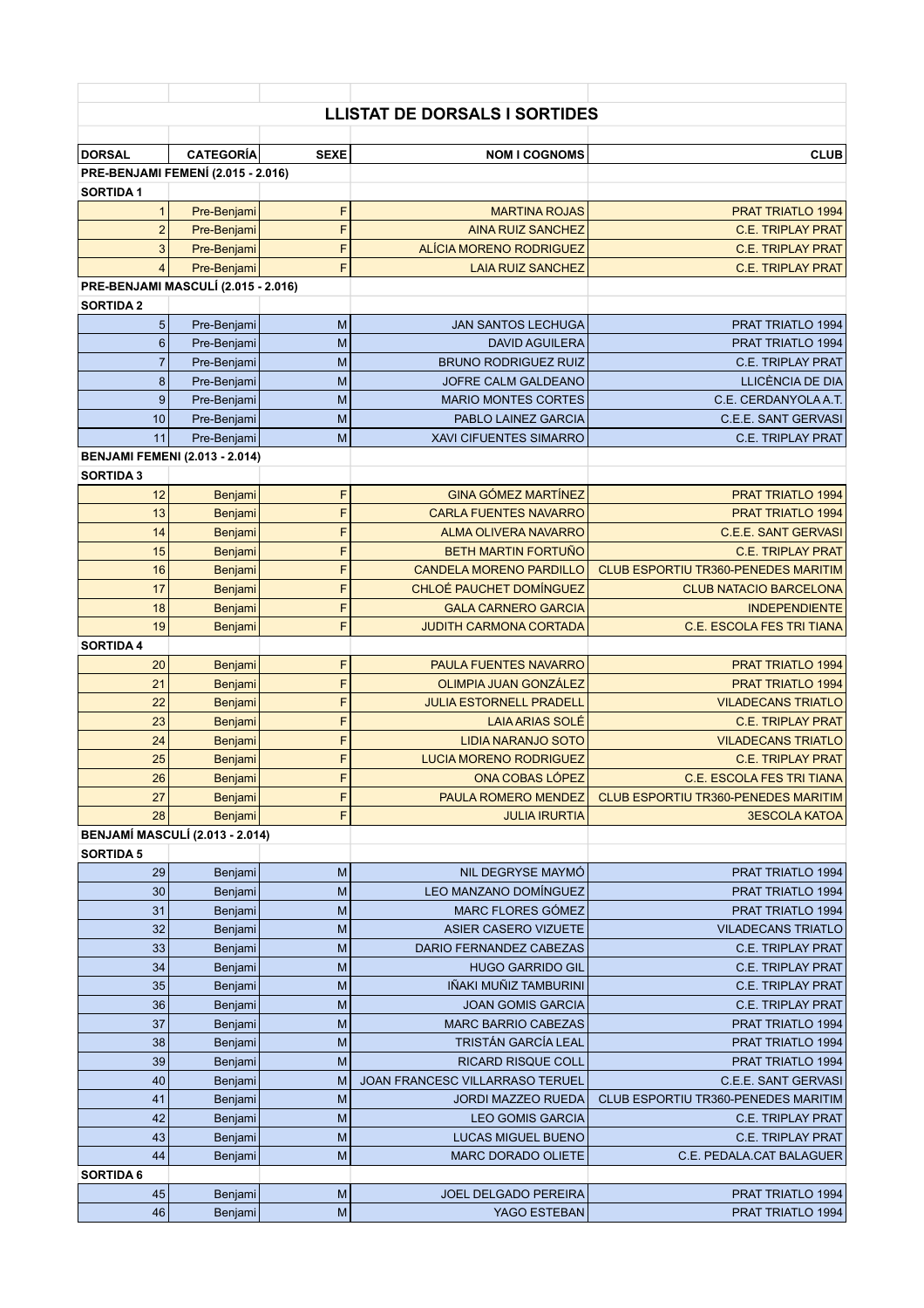# LLISTAT DE DORSALS I SORTIDES

| DORSAL | CATEGORÍA | SEXE | NOM I COGNOMS | CLUB |
|---|---|---|---|---|
| **PRE-BENJAMI FEMENÍ (2.015 - 2.016)** | | | | |
| **SORTIDA 1** | | | | |
| 1 | Pre-Benjami | F | MARTINA ROJAS | PRAT TRIATLO 1994 |
| 2 | Pre-Benjami | F | AINA RUIZ SANCHEZ | C.E. TRIPLAY PRAT |
| 3 | Pre-Benjami | F | ALÍCIA MORENO RODRIGUEZ | C.E. TRIPLAY PRAT |
| 4 | Pre-Benjami | F | LAIA RUIZ SANCHEZ | C.E. TRIPLAY PRAT |
| **PRE-BENJAMI MASCULÍ (2.015 - 2.016)** | | | | |
| **SORTIDA 2** | | | | |
| 5 | Pre-Benjami | M | JAN SANTOS LECHUGA | PRAT TRIATLO 1994 |
| 6 | Pre-Benjami | M | DAVID AGUILERA | PRAT TRIATLO 1994 |
| 7 | Pre-Benjami | M | BRUNO RODRIGUEZ RUIZ | C.E. TRIPLAY PRAT |
| 8 | Pre-Benjami | M | JOFRE CALM GALDEANO | LLICÈNCIA DE DIA |
| 9 | Pre-Benjami | M | MARIO MONTES CORTES | C.E. CERDANYOLA A.T. |
| 10 | Pre-Benjami | M | PABLO LAINEZ GARCIA | C.E.E. SANT GERVASI |
| 11 | Pre-Benjami | M | XAVI CIFUENTES SIMARRO | C.E. TRIPLAY PRAT |
| **BENJAMI FEMENI (2.013 - 2.014)** | | | | |
| **SORTIDA 3** | | | | |
| 12 | Benjami | F | GINA GÓMEZ MARTÍNEZ | PRAT TRIATLO 1994 |
| 13 | Benjami | F | CARLA FUENTES NAVARRO | PRAT TRIATLO 1994 |
| 14 | Benjami | F | ALMA OLIVERA NAVARRO | C.E.E. SANT GERVASI |
| 15 | Benjami | F | BETH MARTIN FORTUÑO | C.E. TRIPLAY PRAT |
| 16 | Benjami | F | CANDELA MORENO PARDILLO | CLUB ESPORTIU TR360-PENEDES MARITIM |
| 17 | Benjami | F | CHLOÉ PAUCHET DOMÍNGUEZ | CLUB NATACIO BARCELONA |
| 18 | Benjami | F | GALA CARNERO GARCIA | INDEPENDIENTE |
| 19 | Benjami | F | JUDITH CARMONA CORTADA | C.E. ESCOLA FES TRI TIANA |
| **SORTIDA 4** | | | | |
| 20 | Benjami | F | PAULA FUENTES NAVARRO | PRAT TRIATLO 1994 |
| 21 | Benjami | F | OLIMPIA JUAN GONZÁLEZ | PRAT TRIATLO 1994 |
| 22 | Benjami | F | JULIA ESTORNELL PRADELL | VILADECANS TRIATLO |
| 23 | Benjami | F | LAIA ARIAS SOLÉ | C.E. TRIPLAY PRAT |
| 24 | Benjami | F | LIDIA NARANJO SOTO | VILADECANS TRIATLO |
| 25 | Benjami | F | LUCIA MORENO RODRIGUEZ | C.E. TRIPLAY PRAT |
| 26 | Benjami | F | ONA COBAS LÓPEZ | C.E. ESCOLA FES TRI TIANA |
| 27 | Benjami | F | PAULA ROMERO MENDEZ | CLUB ESPORTIU TR360-PENEDES MARITIM |
| 28 | Benjami | F | JULIA IRURTIA | 3ESCOLA KATOA |
| **BENJAMÍ MASCULÍ (2.013 - 2.014)** | | | | |
| **SORTIDA 5** | | | | |
| 29 | Benjami | M | NIL DEGRYSE MAYMÓ | PRAT TRIATLO 1994 |
| 30 | Benjami | M | LEO MANZANO DOMÍNGUEZ | PRAT TRIATLO 1994 |
| 31 | Benjami | M | MARC FLORES GÓMEZ | PRAT TRIATLO 1994 |
| 32 | Benjami | M | ASIER CASERO VIZUETE | VILADECANS TRIATLO |
| 33 | Benjami | M | DARIO FERNANDEZ CABEZAS | C.E. TRIPLAY PRAT |
| 34 | Benjami | M | HUGO GARRIDO GIL | C.E. TRIPLAY PRAT |
| 35 | Benjami | M | IÑAKI MUÑIZ TAMBURINI | C.E. TRIPLAY PRAT |
| 36 | Benjami | M | JOAN GOMIS GARCIA | C.E. TRIPLAY PRAT |
| 37 | Benjami | M | MARC BARRIO CABEZAS | PRAT TRIATLO 1994 |
| 38 | Benjami | M | TRISTÁN GARCÍA LEAL | PRAT TRIATLO 1994 |
| 39 | Benjami | M | RICARD RISQUE COLL | PRAT TRIATLO 1994 |
| 40 | Benjami | M | JOAN FRANCESC VILLARRASO TERUEL | C.E.E. SANT GERVASI |
| 41 | Benjami | M | JORDI MAZZEO RUEDA | CLUB ESPORTIU TR360-PENEDES MARITIM |
| 42 | Benjami | M | LEO GOMIS GARCIA | C.E. TRIPLAY PRAT |
| 43 | Benjami | M | LUCAS MIGUEL BUENO | C.E. TRIPLAY PRAT |
| 44 | Benjami | M | MARC DORADO OLIETE | C.E. PEDALA.CAT BALAGUER |
| **SORTIDA 6** | | | | |
| 45 | Benjami | M | JOEL DELGADO PEREIRA | PRAT TRIATLO 1994 |
| 46 | Benjami | M | YAGO ESTEBAN | PRAT TRIATLO 1994 |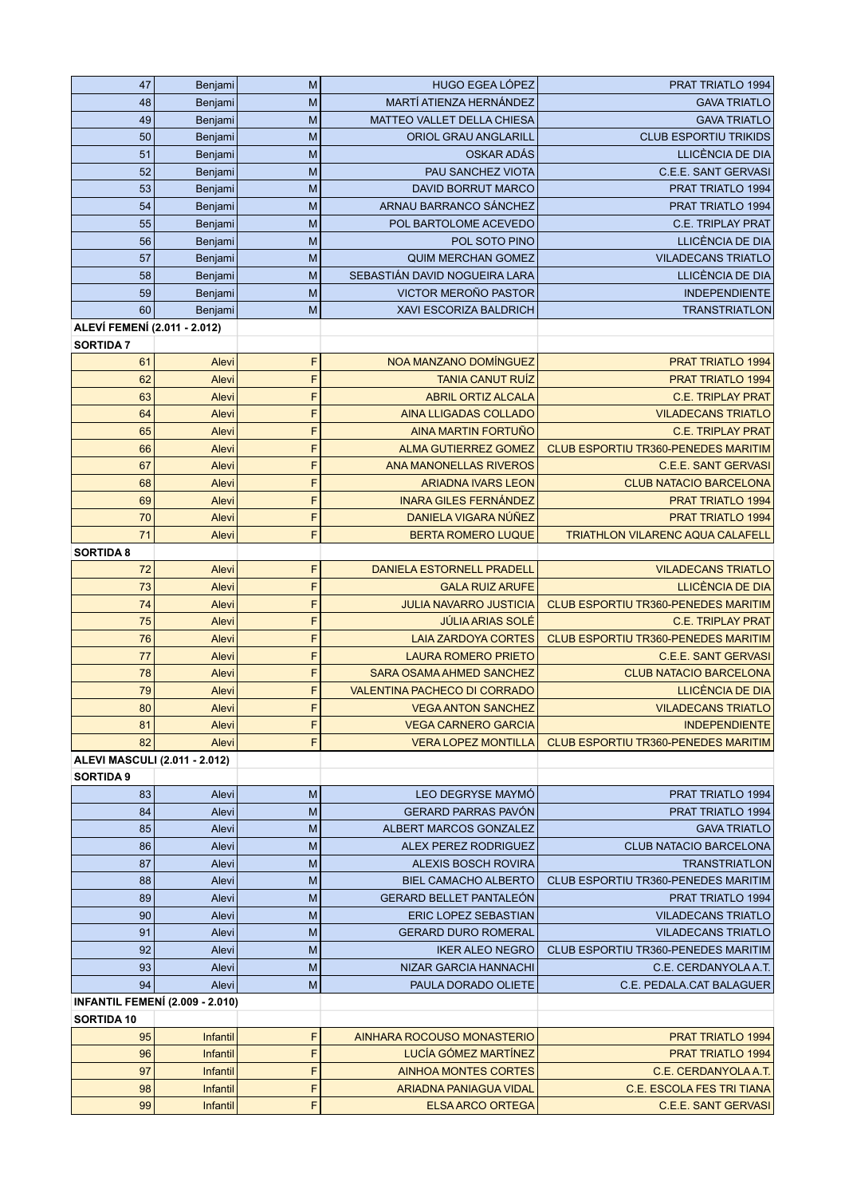| | | | | |
|---|---|---|---|---|
| 47 | Benjami | M | HUGO EGEA LÓPEZ | PRAT TRIATLO 1994 |
| 48 | Benjami | M | MARTÍ ATIENZA HERNÁNDEZ | GAVA TRIATLO |
| 49 | Benjami | M | MATTEO VALLET DELLA CHIESA | GAVA TRIATLO |
| 50 | Benjami | M | ORIOL GRAU ANGLARILL | CLUB ESPORTIU TRIKIDS |
| 51 | Benjami | M | OSKAR ADÁS | LLICÈNCIA DE DIA |
| 52 | Benjami | M | PAU SANCHEZ VIOTA | C.E.E. SANT GERVASI |
| 53 | Benjami | M | DAVID BORRUT MARCO | PRAT TRIATLO 1994 |
| 54 | Benjami | M | ARNAU BARRANCO SÁNCHEZ | PRAT TRIATLO 1994 |
| 55 | Benjami | M | POL BARTOLOME ACEVEDO | C.E. TRIPLAY PRAT |
| 56 | Benjami | M | POL SOTO PINO | LLICÈNCIA DE DIA |
| 57 | Benjami | M | QUIM MERCHAN GOMEZ | VILADECANS TRIATLO |
| 58 | Benjami | M | SEBASTIÁN DAVID NOGUEIRA LARA | LLICÈNCIA DE DIA |
| 59 | Benjami | M | VICTOR MEROÑO PASTOR | INDEPENDIENTE |
| 60 | Benjami | M | XAVI ESCORIZA BALDRICH | TRANSTRIATLON |
| **ALEVÍ FEMENÍ (2.011 - 2.012)** | | | | |
| **SORTIDA 7** | | | | |
| 61 | Alevi | F | NOA MANZANO DOMÍNGUEZ | PRAT TRIATLO 1994 |
| 62 | Alevi | F | TANIA CANUT RUÍZ | PRAT TRIATLO 1994 |
| 63 | Alevi | F | ABRIL ORTIZ ALCALA | C.E. TRIPLAY PRAT |
| 64 | Alevi | F | AINA LLIGADAS COLLADO | VILADECANS TRIATLO |
| 65 | Alevi | F | AINA MARTIN FORTUÑO | C.E. TRIPLAY PRAT |
| 66 | Alevi | F | ALMA GUTIERREZ GOMEZ | CLUB ESPORTIU TR360-PENEDES MARITIM |
| 67 | Alevi | F | ANA MANONELLAS RIVEROS | C.E.E. SANT GERVASI |
| 68 | Alevi | F | ARIADNA IVARS LEON | CLUB NATACIO BARCELONA |
| 69 | Alevi | F | INARA GILES FERNÁNDEZ | PRAT TRIATLO 1994 |
| 70 | Alevi | F | DANIELA VIGARA NÚÑEZ | PRAT TRIATLO 1994 |
| 71 | Alevi | F | BERTA ROMERO LUQUE | TRIATHLON VILARENC AQUA CALAFELL |
| **SORTIDA 8** | | | | |
| 72 | Alevi | F | DANIELA ESTORNELL PRADELL | VILADECANS TRIATLO |
| 73 | Alevi | F | GALA RUIZ ARUFE | LLICÈNCIA DE DIA |
| 74 | Alevi | F | JULIA NAVARRO JUSTICIA | CLUB ESPORTIU TR360-PENEDES MARITIM |
| 75 | Alevi | F | JÚLIA ARIAS SOLÉ | C.E. TRIPLAY PRAT |
| 76 | Alevi | F | LAIA ZARDOYA CORTES | CLUB ESPORTIU TR360-PENEDES MARITIM |
| 77 | Alevi | F | LAURA ROMERO PRIETO | C.E.E. SANT GERVASI |
| 78 | Alevi | F | SARA OSAMA AHMED SANCHEZ | CLUB NATACIO BARCELONA |
| 79 | Alevi | F | VALENTINA PACHECO DI CORRADO | LLICÈNCIA DE DIA |
| 80 | Alevi | F | VEGA ANTON SANCHEZ | VILADECANS TRIATLO |
| 81 | Alevi | F | VEGA CARNERO GARCIA | INDEPENDIENTE |
| 82 | Alevi | F | VERA LOPEZ MONTILLA | CLUB ESPORTIU TR360-PENEDES MARITIM |
| **ALEVI MASCULI (2.011 - 2.012)** | | | | |
| **SORTIDA 9** | | | | |
| 83 | Alevi | M | LEO DEGRYSE MAYMÓ | PRAT TRIATLO 1994 |
| 84 | Alevi | M | GERARD PARRAS PAVÓN | PRAT TRIATLO 1994 |
| 85 | Alevi | M | ALBERT MARCOS GONZALEZ | GAVA TRIATLO |
| 86 | Alevi | M | ALEX PEREZ RODRIGUEZ | CLUB NATACIO BARCELONA |
| 87 | Alevi | M | ALEXIS BOSCH ROVIRA | TRANSTRIATLON |
| 88 | Alevi | M | BIEL CAMACHO ALBERTO | CLUB ESPORTIU TR360-PENEDES MARITIM |
| 89 | Alevi | M | GERARD BELLET PANTALEÓN | PRAT TRIATLO 1994 |
| 90 | Alevi | M | ERIC LOPEZ SEBASTIAN | VILADECANS TRIATLO |
| 91 | Alevi | M | GERARD DURO ROMERAL | VILADECANS TRIATLO |
| 92 | Alevi | M | IKER ALEO NEGRO | CLUB ESPORTIU TR360-PENEDES MARITIM |
| 93 | Alevi | M | NIZAR GARCIA HANNACHI | C.E. CERDANYOLA A.T. |
| 94 | Alevi | M | PAULA DORADO OLIETE | C.E. PEDALA.CAT BALAGUER |
| **INFANTIL FEMENÍ (2.009 - 2.010)** | | | | |
| **SORTIDA 10** | | | | |
| 95 | Infantil | F | AINHARA ROCOUSO MONASTERIO | PRAT TRIATLO 1994 |
| 96 | Infantil | F | LUCÍA GÓMEZ MARTÍNEZ | PRAT TRIATLO 1994 |
| 97 | Infantil | F | AINHOA MONTES CORTES | C.E. CERDANYOLA A.T. |
| 98 | Infantil | F | ARIADNA PANIAGUA VIDAL | C.E. ESCOLA FES TRI TIANA |
| 99 | Infantil | F | ELSA ARCO ORTEGA | C.E.E. SANT GERVASI |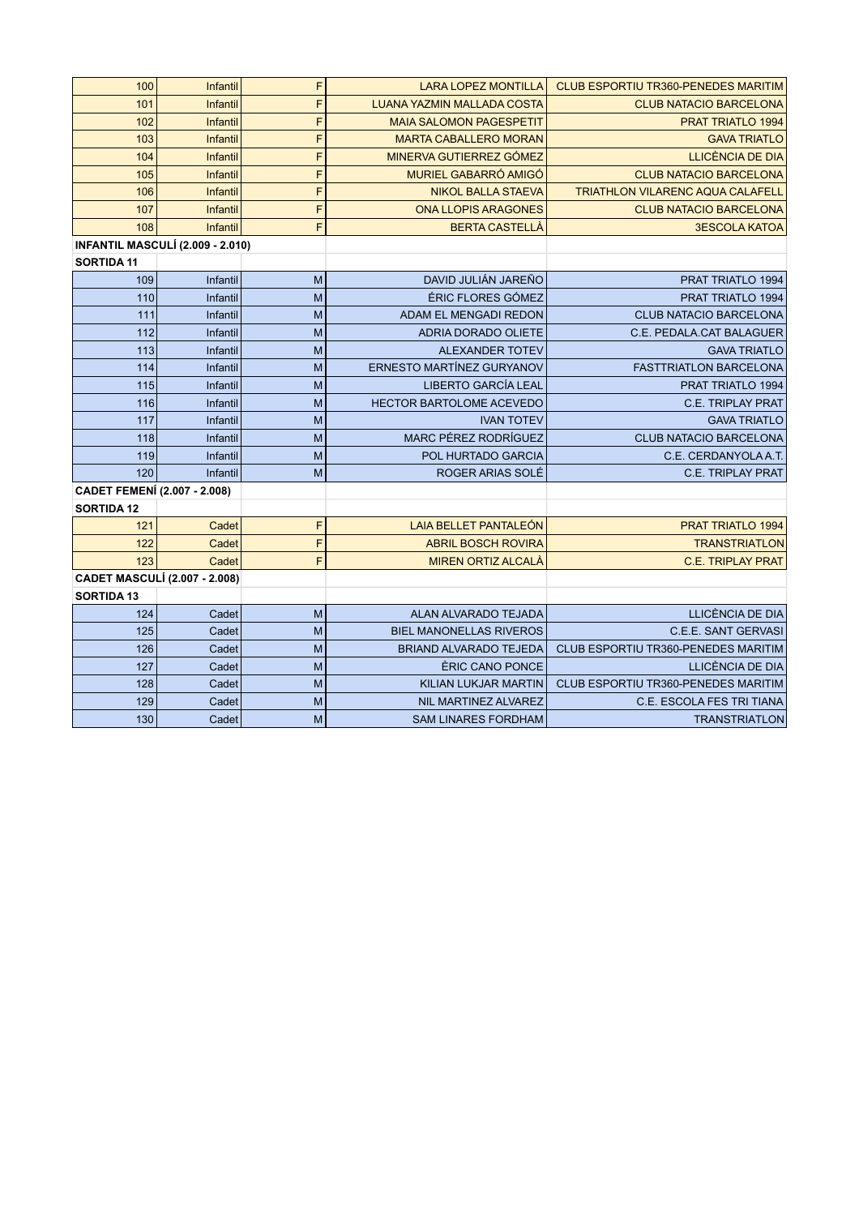| | | | | |
|---|---|---|---|---|
| 100 | Infantil | F | LARA LOPEZ MONTILLA | CLUB ESPORTIU TR360-PENEDES MARITIM |
| 101 | Infantil | F | LUANA YAZMIN MALLADA COSTA | CLUB NATACIO BARCELONA |
| 102 | Infantil | F | MAIA SALOMON PAGESPETIT | PRAT TRIATLO 1994 |
| 103 | Infantil | F | MARTA CABALLERO MORAN | GAVA TRIATLO |
| 104 | Infantil | F | MINERVA GUTIERREZ GÓMEZ | LLICÈNCIA DE DIA |
| 105 | Infantil | F | MURIEL GABARRÓ AMIGÓ | CLUB NATACIO BARCELONA |
| 106 | Infantil | F | NIKOL BALLA STAEVA | TRIATHLON VILARENC AQUA CALAFELL |
| 107 | Infantil | F | ONA LLOPIS ARAGONES | CLUB NATACIO BARCELONA |
| 108 | Infantil | F | BERTA CASTELLÀ | 3ESCOLA KATOA |
| **INFANTIL MASCULÍ (2.009 - 2.010)** | | | | |
| **SORTIDA 11** | | | | |
| 109 | Infantil | M | DAVID JULIÁN JAREÑO | PRAT TRIATLO 1994 |
| 110 | Infantil | M | ÉRIC FLORES GÓMEZ | PRAT TRIATLO 1994 |
| 111 | Infantil | M | ADAM EL MENGADI REDON | CLUB NATACIO BARCELONA |
| 112 | Infantil | M | ADRIA DORADO OLIETE | C.E. PEDALA.CAT BALAGUER |
| 113 | Infantil | M | ALEXANDER TOTEV | GAVA TRIATLO |
| 114 | Infantil | M | ERNESTO MARTÍNEZ GURYANOV | FASTTRIATLON BARCELONA |
| 115 | Infantil | M | LIBERTO GARCÍA LEAL | PRAT TRIATLO 1994 |
| 116 | Infantil | M | HECTOR BARTOLOME ACEVEDO | C.E. TRIPLAY PRAT |
| 117 | Infantil | M | IVAN TOTEV | GAVA TRIATLO |
| 118 | Infantil | M | MARC PÉREZ RODRÍGUEZ | CLUB NATACIO BARCELONA |
| 119 | Infantil | M | POL HURTADO GARCIA | C.E. CERDANYOLA A.T. |
| 120 | Infantil | M | ROGER ARIAS SOLÉ | C.E. TRIPLAY PRAT |
| **CADET FEMENÍ (2.007 - 2.008)** | | | | |
| **SORTIDA 12** | | | | |
| 121 | Cadet | F | LAIA BELLET PANTALEÓN | PRAT TRIATLO 1994 |
| 122 | Cadet | F | ABRIL BOSCH ROVIRA | TRANSTRIATLON |
| 123 | Cadet | F | MIREN ORTIZ ALCALÀ | C.E. TRIPLAY PRAT |
| **CADET MASCULÍ (2.007 - 2.008)** | | | | |
| **SORTIDA 13** | | | | |
| 124 | Cadet | M | ALAN ALVARADO TEJADA | LLICÈNCIA DE DIA |
| 125 | Cadet | M | BIEL MANONELLAS RIVEROS | C.E.E. SANT GERVASI |
| 126 | Cadet | M | BRIAND ALVARADO TEJEDA | CLUB ESPORTIU TR360-PENEDES MARITIM |
| 127 | Cadet | M | ÈRIC CANO PONCE | LLICÈNCIA DE DIA |
| 128 | Cadet | M | KILIAN LUKJAR MARTIN | CLUB ESPORTIU TR360-PENEDES MARITIM |
| 129 | Cadet | M | NIL MARTINEZ ALVAREZ | C.E. ESCOLA FES TRI TIANA |
| 130 | Cadet | M | SAM LINARES FORDHAM | TRANSTRIATLON |